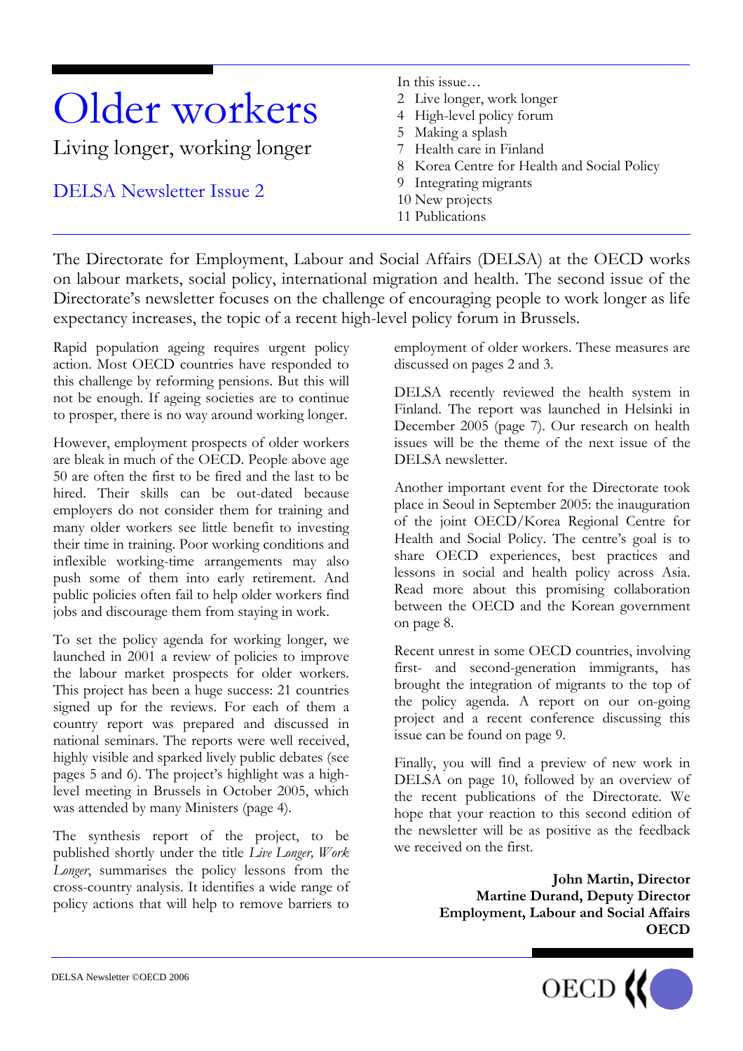# Older workers

## Living longer, working longer

### DELSA Newsletter Issue 2

In this issue…

- 2 Live longer, work longer
- 4 High-level policy forum
- 5 Making a splash
- 7 Health care in Finland
- 8 Korea Centre for Health and Social Policy
- 9 Integrating migrants
- 10 New projects
- 11 Publications

The Directorate for Employment, Labour and Social Affairs (DELSA) at the OECD works on labour markets, social policy, international migration and health. The second issue of the Directorate's newsletter focuses on the challenge of encouraging people to work longer as life expectancy increases, the topic of a recent high-level policy forum in Brussels.

Rapid population ageing requires urgent policy action. Most OECD countries have responded to this challenge by reforming pensions. But this will not be enough. If ageing societies are to continue to prosper, there is no way around working longer.

However, employment prospects of older workers are bleak in much of the OECD. People above age 50 are often the first to be fired and the last to be hired. Their skills can be out-dated because employers do not consider them for training and many older workers see little benefit to investing their time in training. Poor working conditions and inflexible working-time arrangements may also push some of them into early retirement. And public policies often fail to help older workers find jobs and discourage them from staying in work.

To set the policy agenda for working longer, we launched in 2001 a review of policies to improve the labour market prospects for older workers. This project has been a huge success: 21 countries signed up for the reviews. For each of them a country report was prepared and discussed in national seminars. The reports were well received, highly visible and sparked lively public debates (see pages 5 and 6). The project's highlight was a high-level meeting in Brussels in October 2005, which was attended by many Ministers (page 4).

The synthesis report of the project, to be published shortly under the title *Live Longer, Work Longer*, summarises the policy lessons from the cross-country analysis. It identifies a wide range of policy actions that will help to remove barriers to employment of older workers. These measures are discussed on pages 2 and 3.

DELSA recently reviewed the health system in Finland. The report was launched in Helsinki in December 2005 (page 7). Our research on health issues will be the theme of the next issue of the DELSA newsletter.

Another important event for the Directorate took place in Seoul in September 2005: the inauguration of the joint OECD/Korea Regional Centre for Health and Social Policy. The centre's goal is to share OECD experiences, best practices and lessons in social and health policy across Asia. Read more about this promising collaboration between the OECD and the Korean government on page 8.

Recent unrest in some OECD countries, involving first- and second-generation immigrants, has brought the integration of migrants to the top of the policy agenda. A report on our on-going project and a recent conference discussing this issue can be found on page 9.

Finally, you will find a preview of new work in DELSA on page 10, followed by an overview of the recent publications of the Directorate. We hope that your reaction to this second edition of the newsletter will be as positive as the feedback we received on the first.

**John Martin, Director**
**Martine Durand, Deputy Director**
**Employment, Labour and Social Affairs**
**OECD**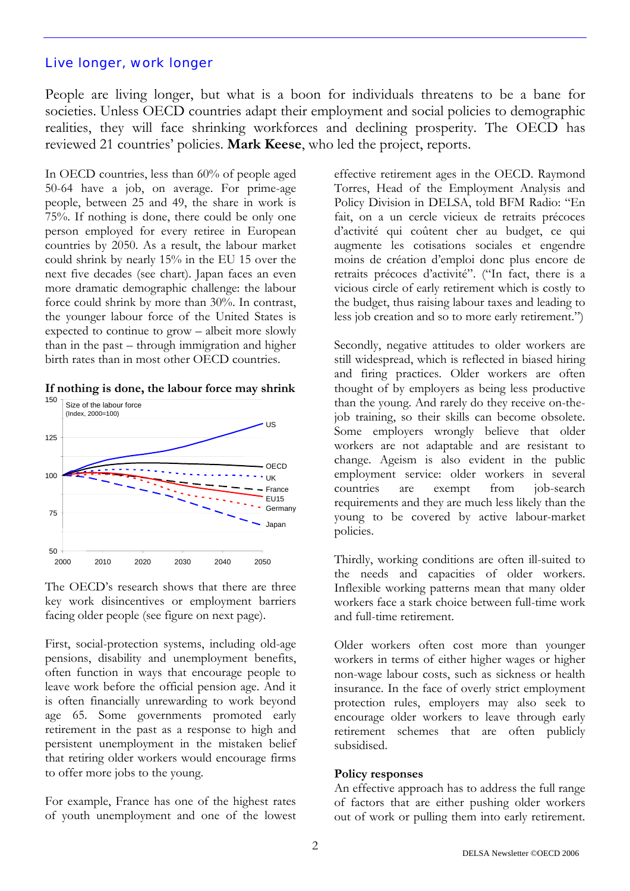## Live longer, work longer

People are living longer, but what is a boon for individuals threatens to be a bane for societies. Unless OECD countries adapt their employment and social policies to demographic realities, they will face shrinking workforces and declining prosperity. The OECD has reviewed 21 countries' policies. **Mark Keese**, who led the project, reports.

In OECD countries, less than 60% of people aged 50-64 have a job, on average. For prime-age people, between 25 and 49, the share in work is 75%. If nothing is done, there could be only one person employed for every retiree in European countries by 2050. As a result, the labour market could shrink by nearly 15% in the EU 15 over the next five decades (see chart). Japan faces an even more dramatic demographic challenge: the labour force could shrink by more than 30%. In contrast, the younger labour force of the United States is expected to continue to grow – albeit more slowly than in the past – through immigration and higher birth rates than in most other OECD countries.

**If nothing is done, the labour force may shrink**

Size of the labour force (Index, 2000=100)

The OECD's research shows that there are three key work disincentives or employment barriers facing older people (see figure on next page).

First, social-protection systems, including old-age pensions, disability and unemployment benefits, often function in ways that encourage people to leave work before the official pension age. And it is often financially unrewarding to work beyond age 65. Some governments promoted early retirement in the past as a response to high and persistent unemployment in the mistaken belief that retiring older workers would encourage firms to offer more jobs to the young.

For example, France has one of the highest rates of youth unemployment and one of the lowest effective retirement ages in the OECD. Raymond Torres, Head of the Employment Analysis and Policy Division in DELSA, told BFM Radio: "En fait, on a un cercle vicieux de retraits précoces d'activité qui coûtent cher au budget, ce qui augmente les cotisations sociales et engendre moins de création d'emploi donc plus encore de retraits précoces d'activité". ("In fact, there is a vicious circle of early retirement which is costly to the budget, thus raising labour taxes and leading to less job creation and so to more early retirement.")

Secondly, negative attitudes to older workers are still widespread, which is reflected in biased hiring and firing practices. Older workers are often thought of by employers as being less productive than the young. And rarely do they receive on-the-job training, so their skills can become obsolete. Some employers wrongly believe that older workers are not adaptable and are resistant to change. Ageism is also evident in the public employment service: older workers in several countries are exempt from job-search requirements and they are much less likely than the young to be covered by active labour-market policies.

Thirdly, working conditions are often ill-suited to the needs and capacities of older workers. Inflexible working patterns mean that many older workers face a stark choice between full-time work and full-time retirement.

Older workers often cost more than younger workers in terms of either higher wages or higher non-wage labour costs, such as sickness or health insurance. In the face of overly strict employment protection rules, employers may also seek to encourage older workers to leave through early retirement schemes that are often publicly subsidised.

### Policy responses

An effective approach has to address the full range of factors that are either pushing older workers out of work or pulling them into early retirement.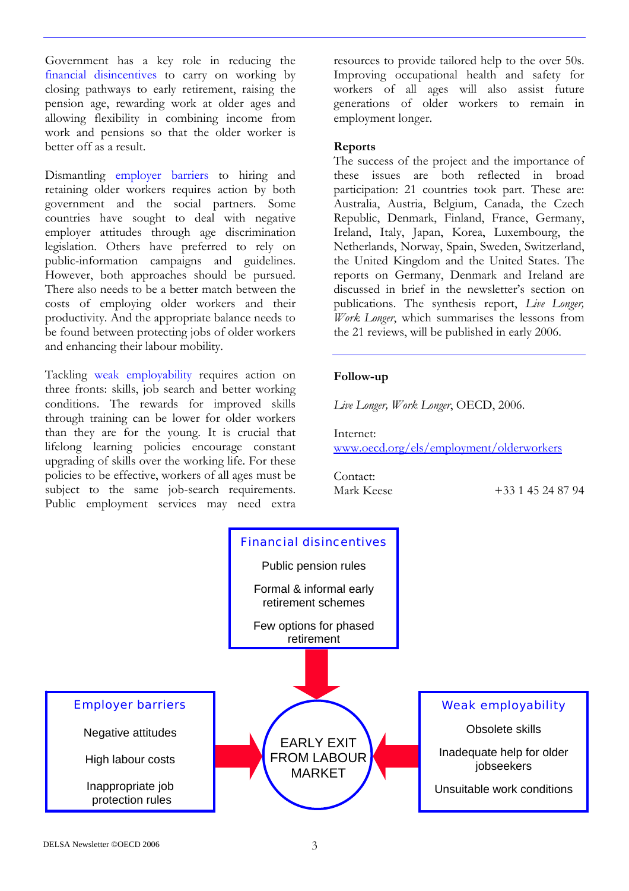Government has a key role in reducing the financial disincentives to carry on working by closing pathways to early retirement, raising the pension age, rewarding work at older ages and allowing flexibility in combining income from work and pensions so that the older worker is better off as a result.

Dismantling employer barriers to hiring and retaining older workers requires action by both government and the social partners. Some countries have sought to deal with negative employer attitudes through age discrimination legislation. Others have preferred to rely on public-information campaigns and guidelines. However, both approaches should be pursued. There also needs to be a better match between the costs of employing older workers and their productivity. And the appropriate balance needs to be found between protecting jobs of older workers and enhancing their labour mobility.

Tackling weak employability requires action on three fronts: skills, job search and better working conditions. The rewards for improved skills through training can be lower for older workers than they are for the young. It is crucial that lifelong learning policies encourage constant upgrading of skills over the working life. For these policies to be effective, workers of all ages must be subject to the same job-search requirements. Public employment services may need extra resources to provide tailored help to the over 50s. Improving occupational health and safety for workers of all ages will also assist future generations of older workers to remain in employment longer.

**Reports**

The success of the project and the importance of these issues are both reflected in broad participation: 21 countries took part. These are: Australia, Austria, Belgium, Canada, the Czech Republic, Denmark, Finland, France, Germany, Ireland, Italy, Japan, Korea, Luxembourg, the Netherlands, Norway, Spain, Sweden, Switzerland, the United Kingdom and the United States. The reports on Germany, Denmark and Ireland are discussed in brief in the newsletter's section on publications. The synthesis report, *Live Longer, Work Longer*, which summarises the lessons from the 21 reviews, will be published in early 2006.

**Follow-up**

*Live Longer, Work Longer*, OECD, 2006.

Internet:
www.oecd.org/els/employment/olderworkers

Contact:
Mark Keese +33 1 45 24 87 94

**Financial disincentives**
- Public pension rules
- Formal & informal early retirement schemes
- Few options for phased retirement

**Employer barriers**
- Negative attitudes
- High labour costs
- Inappropriate job protection rules

**Weak employability**
- Obsolete skills
- Inadequate help for older jobseekers
- Unsuitable work conditions

→ EARLY EXIT FROM LABOUR MARKET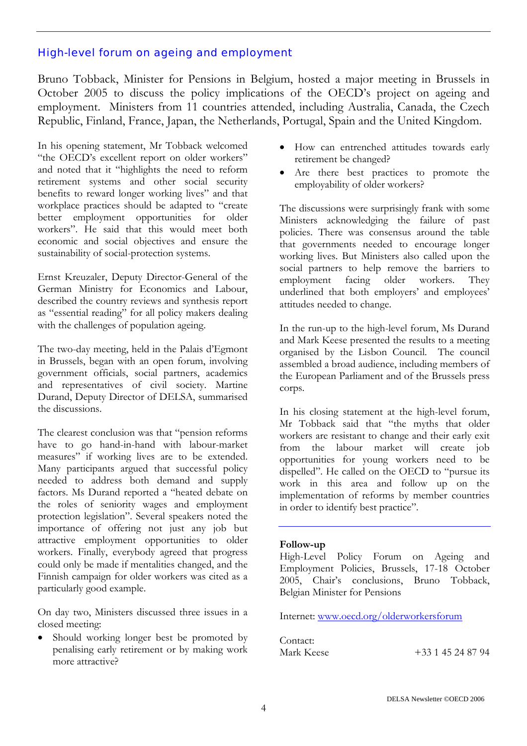## High-level forum on ageing and employment

Bruno Tobback, Minister for Pensions in Belgium, hosted a major meeting in Brussels in October 2005 to discuss the policy implications of the OECD's project on ageing and employment. Ministers from 11 countries attended, including Australia, Canada, the Czech Republic, Finland, France, Japan, the Netherlands, Portugal, Spain and the United Kingdom.

In his opening statement, Mr Tobback welcomed "the OECD's excellent report on older workers" and noted that it "highlights the need to reform retirement systems and other social security benefits to reward longer working lives" and that workplace practices should be adapted to "create better employment opportunities for older workers". He said that this would meet both economic and social objectives and ensure the sustainability of social-protection systems.

Ernst Kreuzaler, Deputy Director-General of the German Ministry for Economics and Labour, described the country reviews and synthesis report as "essential reading" for all policy makers dealing with the challenges of population ageing.

The two-day meeting, held in the Palais d'Egmont in Brussels, began with an open forum, involving government officials, social partners, academics and representatives of civil society. Martine Durand, Deputy Director of DELSA, summarised the discussions.

The clearest conclusion was that "pension reforms have to go hand-in-hand with labour-market measures" if working lives are to be extended. Many participants argued that successful policy needed to address both demand and supply factors. Ms Durand reported a "heated debate on the roles of seniority wages and employment protection legislation". Several speakers noted the importance of offering not just any job but attractive employment opportunities to older workers. Finally, everybody agreed that progress could only be made if mentalities changed, and the Finnish campaign for older workers was cited as a particularly good example.

On day two, Ministers discussed three issues in a closed meeting:

- Should working longer best be promoted by penalising early retirement or by making work more attractive?
- How can entrenched attitudes towards early retirement be changed?
- Are there best practices to promote the employability of older workers?

The discussions were surprisingly frank with some Ministers acknowledging the failure of past policies. There was consensus around the table that governments needed to encourage longer working lives. But Ministers also called upon the social partners to help remove the barriers to employment facing older workers. They underlined that both employers' and employees' attitudes needed to change.

In the run-up to the high-level forum, Ms Durand and Mark Keese presented the results to a meeting organised by the Lisbon Council. The council assembled a broad audience, including members of the European Parliament and of the Brussels press corps.

In his closing statement at the high-level forum, Mr Tobback said that "the myths that older workers are resistant to change and their early exit from the labour market will create job opportunities for young workers need to be dispelled". He called on the OECD to "pursue its work in this area and follow up on the implementation of reforms by member countries in order to identify best practice".

---

**Follow-up**

High-Level Policy Forum on Ageing and Employment Policies, Brussels, 17-18 October 2005, Chair's conclusions, Bruno Tobback, Belgian Minister for Pensions

Internet: www.oecd.org/olderworkersforum

Contact:
Mark Keese +33 1 45 24 87 94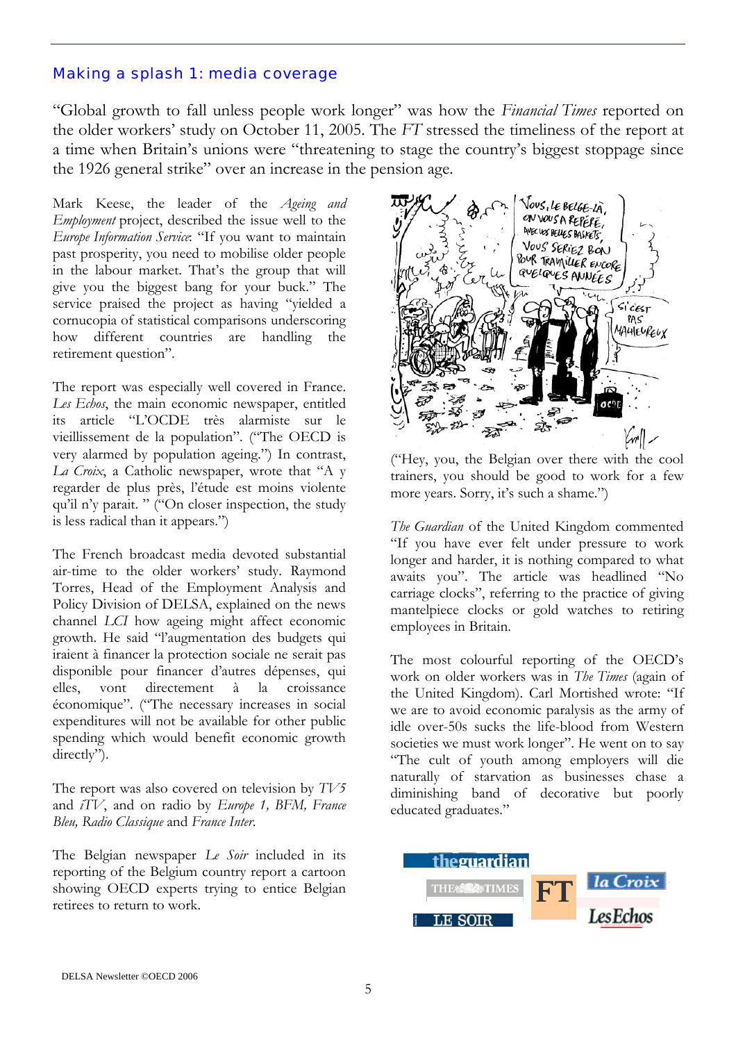## Making a splash 1: media coverage

"Global growth to fall unless people work longer" was how the *Financial Times* reported on the older workers' study on October 11, 2005. The *FT* stressed the timeliness of the report at a time when Britain's unions were "threatening to stage the country's biggest stoppage since the 1926 general strike" over an increase in the pension age.

Mark Keese, the leader of the *Ageing and Employment* project, described the issue well to the *Europe Information Service*: "If you want to maintain past prosperity, you need to mobilise older people in the labour market. That's the group that will give you the biggest bang for your buck." The service praised the project as having "yielded a cornucopia of statistical comparisons underscoring how different countries are handling the retirement question".

The report was especially well covered in France. *Les Echos*, the main economic newspaper, entitled its article "L'OCDE très alarmiste sur le vieillissement de la population". ("The OECD is very alarmed by population ageing.") In contrast, *La Croix*, a Catholic newspaper, wrote that "A y regarder de plus près, l'étude est moins violente qu'il n'y parait. " ("On closer inspection, the study is less radical than it appears.")

The French broadcast media devoted substantial air-time to the older workers' study. Raymond Torres, Head of the Employment Analysis and Policy Division of DELSA, explained on the news channel *LCI* how ageing might affect economic growth. He said "l'augmentation des budgets qui iraient à financer la protection sociale ne serait pas disponible pour financer d'autres dépenses, qui elles, vont directement à la croissance économique". ("The necessary increases in social expenditures will not be available for other public spending which would benefit economic growth directly").

The report was also covered on television by *TV5* and *iTV*, and on radio by *Europe 1, BFM, France Bleu, Radio Classique* and *France Inter*.

The Belgian newspaper *Le Soir* included in its reporting of the Belgium country report a cartoon showing OECD experts trying to entice Belgian retirees to return to work.

("Hey, you, the Belgian over there with the cool trainers, you should be good to work for a few more years. Sorry, it's such a shame.")

*The Guardian* of the United Kingdom commented "If you have ever felt under pressure to work longer and harder, it is nothing compared to what awaits you". The article was headlined "No carriage clocks", referring to the practice of giving mantelpiece clocks or gold watches to retiring employees in Britain.

The most colourful reporting of the OECD's work on older workers was in *The Times* (again of the United Kingdom). Carl Mortished wrote: "If we are to avoid economic paralysis as the army of idle over-50s sucks the life-blood from Western societies we must work longer". He went on to say "The cult of youth among employers will die naturally of starvation as businesses chase a diminishing band of decorative but poorly educated graduates."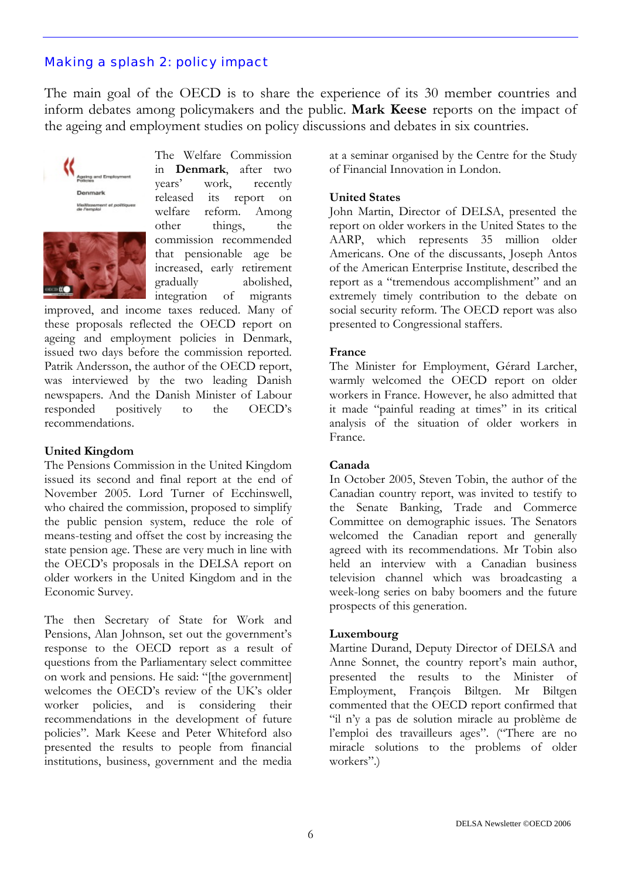## Making a splash 2: policy impact

The main goal of the OECD is to share the experience of its 30 member countries and inform debates among policymakers and the public. **Mark Keese** reports on the impact of the ageing and employment studies on policy discussions and debates in six countries.

The Welfare Commission in **Denmark**, after two years' work, recently released its report on welfare reform. Among other things, the commission recommended that pensionable age be increased, early retirement gradually abolished, integration of migrants improved, and income taxes reduced. Many of these proposals reflected the OECD report on ageing and employment policies in Denmark, issued two days before the commission reported. Patrik Andersson, the author of the OECD report, was interviewed by the two leading Danish newspapers. And the Danish Minister of Labour responded positively to the OECD's recommendations.

### United Kingdom

The Pensions Commission in the United Kingdom issued its second and final report at the end of November 2005. Lord Turner of Ecchinswell, who chaired the commission, proposed to simplify the public pension system, reduce the role of means-testing and offset the cost by increasing the state pension age. These are very much in line with the OECD's proposals in the DELSA report on older workers in the United Kingdom and in the Economic Survey.

The then Secretary of State for Work and Pensions, Alan Johnson, set out the government's response to the OECD report as a result of questions from the Parliamentary select committee on work and pensions. He said: "[the government] welcomes the OECD's review of the UK's older worker policies, and is considering their recommendations in the development of future policies". Mark Keese and Peter Whiteford also presented the results to people from financial institutions, business, government and the media at a seminar organised by the Centre for the Study of Financial Innovation in London.

### United States

John Martin, Director of DELSA, presented the report on older workers in the United States to the AARP, which represents 35 million older Americans. One of the discussants, Joseph Antos of the American Enterprise Institute, described the report as a "tremendous accomplishment" and an extremely timely contribution to the debate on social security reform. The OECD report was also presented to Congressional staffers.

### France

The Minister for Employment, Gérard Larcher, warmly welcomed the OECD report on older workers in France. However, he also admitted that it made "painful reading at times" in its critical analysis of the situation of older workers in France.

### Canada

In October 2005, Steven Tobin, the author of the Canadian country report, was invited to testify to the Senate Banking, Trade and Commerce Committee on demographic issues. The Senators welcomed the Canadian report and generally agreed with its recommendations. Mr Tobin also held an interview with a Canadian business television channel which was broadcasting a week-long series on baby boomers and the future prospects of this generation.

### Luxembourg

Martine Durand, Deputy Director of DELSA and Anne Sonnet, the country report's main author, presented the results to the Minister of Employment, François Biltgen. Mr Biltgen commented that the OECD report confirmed that "il n'y a pas de solution miracle au problème de l'emploi des travailleurs ages". ("There are no miracle solutions to the problems of older workers".)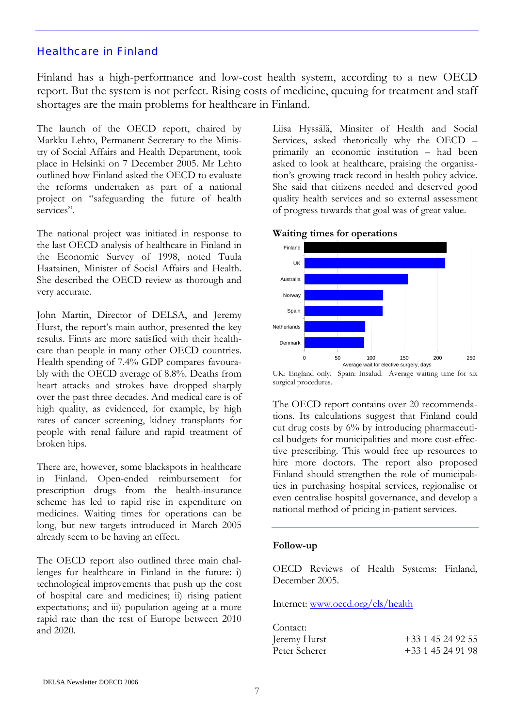## Healthcare in Finland

Finland has a high-performance and low-cost health system, according to a new OECD report. But the system is not perfect. Rising costs of medicine, queuing for treatment and staff shortages are the main problems for healthcare in Finland.

The launch of the OECD report, chaired by Markku Lehto, Permanent Secretary to the Ministry of Social Affairs and Health Department, took place in Helsinki on 7 December 2005. Mr Lehto outlined how Finland asked the OECD to evaluate the reforms undertaken as part of a national project on "safeguarding the future of health services".

The national project was initiated in response to the last OECD analysis of healthcare in Finland in the Economic Survey of 1998, noted Tuula Haatainen, Minister of Social Affairs and Health. She described the OECD review as thorough and very accurate.

John Martin, Director of DELSA, and Jeremy Hurst, the report's main author, presented the key results. Finns are more satisfied with their healthcare than people in many other OECD countries. Health spending of 7.4% GDP compares favourably with the OECD average of 8.8%. Deaths from heart attacks and strokes have dropped sharply over the past three decades. And medical care is of high quality, as evidenced, for example, by high rates of cancer screening, kidney transplants for people with renal failure and rapid treatment of broken hips.

There are, however, some blackspots in healthcare in Finland. Open-ended reimbursement for prescription drugs from the health-insurance scheme has led to rapid rise in expenditure on medicines. Waiting times for operations can be long, but new targets introduced in March 2005 already seem to be having an effect.

The OECD report also outlined three main challenges for healthcare in Finland in the future: i) technological improvements that push up the cost of hospital care and medicines; ii) rising patient expectations; and iii) population ageing at a more rapid rate than the rest of Europe between 2010 and 2020.

Liisa Hyssälä, Minsiter of Health and Social Services, asked rhetorically why the OECD – primarily an economic institution – had been asked to look at healthcare, praising the organisation's growing track record in health policy advice. She said that citizens needed and deserved good quality health services and so external assessment of progress towards that goal was of great value.

**Waiting times for operations**

| Country | Average wait for elective surgery, days |
|---|---|
| Finland | ~214 |
| UK | ~212 |
| Australia | ~155 |
| Norway | ~118 |
| Spain | ~117 |
| Netherlands | ~91 |
| Denmark | ~90 |

UK: England only. Spain: Insalud. Average waiting time for six surgical procedures.

The OECD report contains over 20 recommendations. Its calculations suggest that Finland could cut drug costs by 6% by introducing pharmaceutical budgets for municipalities and more cost-effective prescribing. This would free up resources to hire more doctors. The report also proposed Finland should strengthen the role of municipalities in purchasing hospital services, regionalise or even centralise hospital governance, and develop a national method of pricing in-patient services.

### Follow-up

OECD Reviews of Health Systems: Finland, December 2005.

Internet: www.oecd.org/els/health

Contact:
Jeremy Hurst +33 1 45 24 92 55
Peter Scherer +33 1 45 24 91 98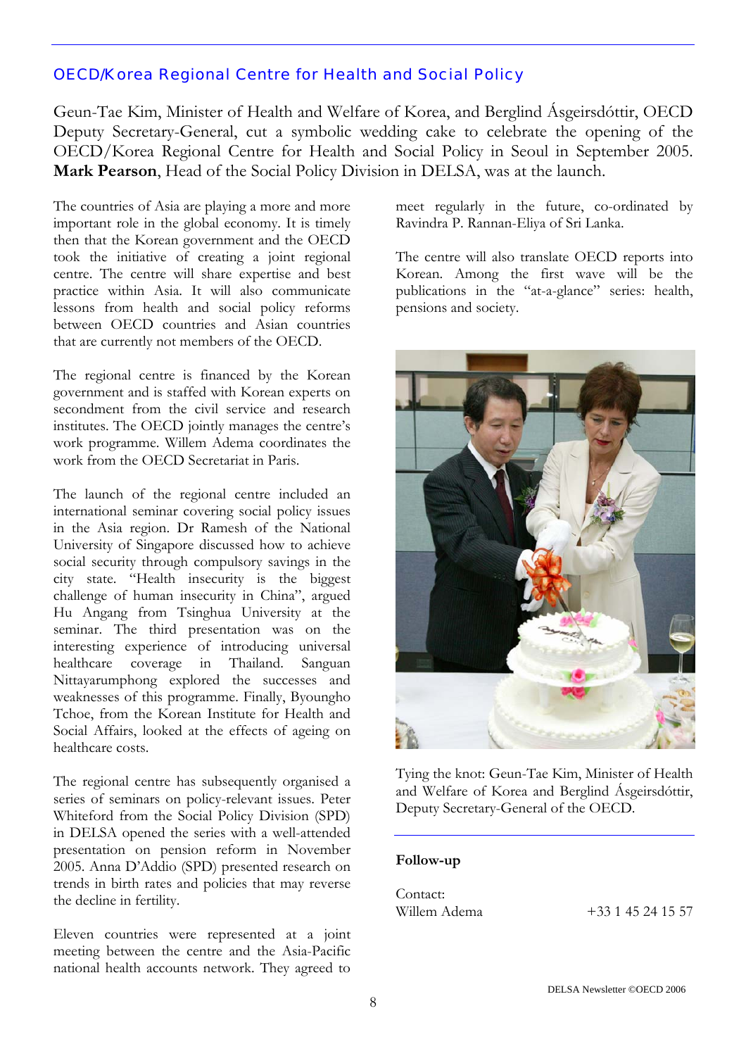## OECD/Korea Regional Centre for Health and Social Policy

Geun-Tae Kim, Minister of Health and Welfare of Korea, and Berglind Ásgeirsdóttir, OECD Deputy Secretary-General, cut a symbolic wedding cake to celebrate the opening of the OECD/Korea Regional Centre for Health and Social Policy in Seoul in September 2005. **Mark Pearson**, Head of the Social Policy Division in DELSA, was at the launch.

The countries of Asia are playing a more and more important role in the global economy. It is timely then that the Korean government and the OECD took the initiative of creating a joint regional centre. The centre will share expertise and best practice within Asia. It will also communicate lessons from health and social policy reforms between OECD countries and Asian countries that are currently not members of the OECD.

The regional centre is financed by the Korean government and is staffed with Korean experts on secondment from the civil service and research institutes. The OECD jointly manages the centre's work programme. Willem Adema coordinates the work from the OECD Secretariat in Paris.

The launch of the regional centre included an international seminar covering social policy issues in the Asia region. Dr Ramesh of the National University of Singapore discussed how to achieve social security through compulsory savings in the city state. "Health insecurity is the biggest challenge of human insecurity in China", argued Hu Angang from Tsinghua University at the seminar. The third presentation was on the interesting experience of introducing universal healthcare coverage in Thailand. Sanguan Nittayarumphong explored the successes and weaknesses of this programme. Finally, Byoungho Tchoe, from the Korean Institute for Health and Social Affairs, looked at the effects of ageing on healthcare costs.

The regional centre has subsequently organised a series of seminars on policy-relevant issues. Peter Whiteford from the Social Policy Division (SPD) in DELSA opened the series with a well-attended presentation on pension reform in November 2005. Anna D'Addio (SPD) presented research on trends in birth rates and policies that may reverse the decline in fertility.

Eleven countries were represented at a joint meeting between the centre and the Asia-Pacific national health accounts network. They agreed to meet regularly in the future, co-ordinated by Ravindra P. Rannan-Eliya of Sri Lanka.

The centre will also translate OECD reports into Korean. Among the first wave will be the publications in the "at-a-glance" series: health, pensions and society.

Tying the knot: Geun-Tae Kim, Minister of Health and Welfare of Korea and Berglind Ásgeirsdóttir, Deputy Secretary-General of the OECD.

**Follow-up**

Contact:
Willem Adema +33 1 45 24 15 57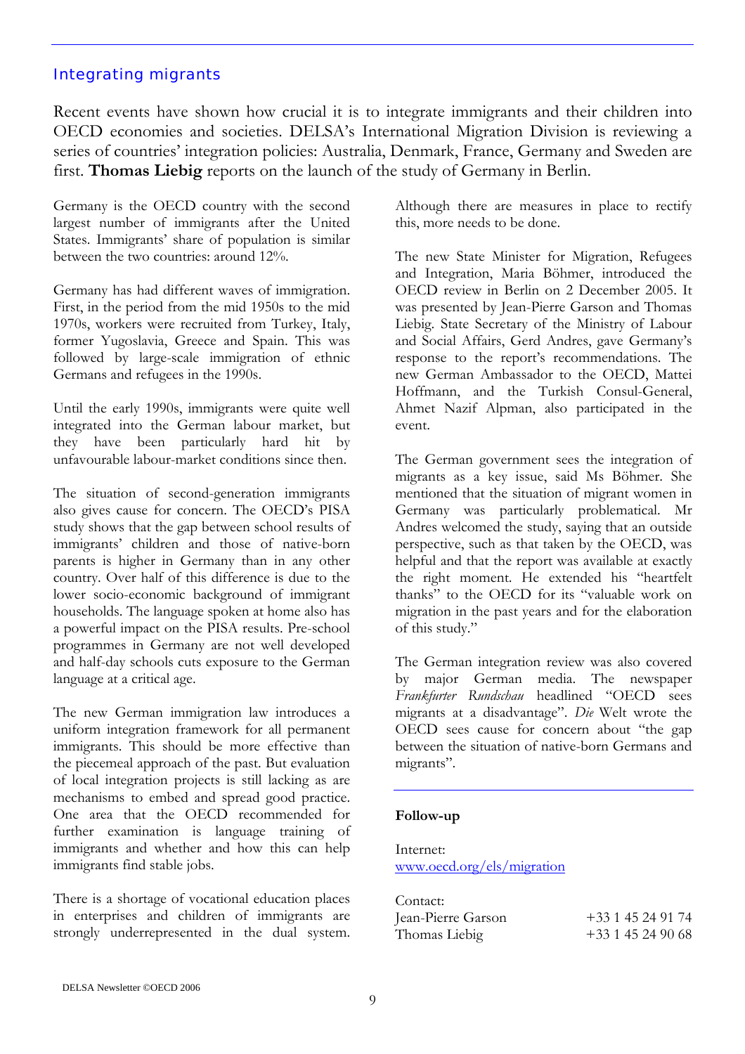## Integrating migrants

Recent events have shown how crucial it is to integrate immigrants and their children into OECD economies and societies. DELSA's International Migration Division is reviewing a series of countries' integration policies: Australia, Denmark, France, Germany and Sweden are first. **Thomas Liebig** reports on the launch of the study of Germany in Berlin.

Germany is the OECD country with the second largest number of immigrants after the United States. Immigrants' share of population is similar between the two countries: around 12%.

Germany has had different waves of immigration. First, in the period from the mid 1950s to the mid 1970s, workers were recruited from Turkey, Italy, former Yugoslavia, Greece and Spain. This was followed by large-scale immigration of ethnic Germans and refugees in the 1990s.

Until the early 1990s, immigrants were quite well integrated into the German labour market, but they have been particularly hard hit by unfavourable labour-market conditions since then.

The situation of second-generation immigrants also gives cause for concern. The OECD's PISA study shows that the gap between school results of immigrants' children and those of native-born parents is higher in Germany than in any other country. Over half of this difference is due to the lower socio-economic background of immigrant households. The language spoken at home also has a powerful impact on the PISA results. Pre-school programmes in Germany are not well developed and half-day schools cuts exposure to the German language at a critical age.

The new German immigration law introduces a uniform integration framework for all permanent immigrants. This should be more effective than the piecemeal approach of the past. But evaluation of local integration projects is still lacking as are mechanisms to embed and spread good practice. One area that the OECD recommended for further examination is language training of immigrants and whether and how this can help immigrants find stable jobs.

There is a shortage of vocational education places in enterprises and children of immigrants are strongly underrepresented in the dual system. Although there are measures in place to rectify this, more needs to be done.

The new State Minister for Migration, Refugees and Integration, Maria Böhmer, introduced the OECD review in Berlin on 2 December 2005. It was presented by Jean-Pierre Garson and Thomas Liebig. State Secretary of the Ministry of Labour and Social Affairs, Gerd Andres, gave Germany's response to the report's recommendations. The new German Ambassador to the OECD, Mattei Hoffmann, and the Turkish Consul-General, Ahmet Nazif Alpman, also participated in the event.

The German government sees the integration of migrants as a key issue, said Ms Böhmer. She mentioned that the situation of migrant women in Germany was particularly problematical. Mr Andres welcomed the study, saying that an outside perspective, such as that taken by the OECD, was helpful and that the report was available at exactly the right moment. He extended his "heartfelt thanks" to the OECD for its "valuable work on migration in the past years and for the elaboration of this study."

The German integration review was also covered by major German media. The newspaper *Frankfurter Rundschau* headlined "OECD sees migrants at a disadvantage". *Die* Welt wrote the OECD sees cause for concern about "the gap between the situation of native-born Germans and migrants".

**Follow-up**

Internet:
www.oecd.org/els/migration

Contact:

| | |
|---|---|
| Jean-Pierre Garson | +33 1 45 24 91 74 |
| Thomas Liebig | +33 1 45 24 90 68 |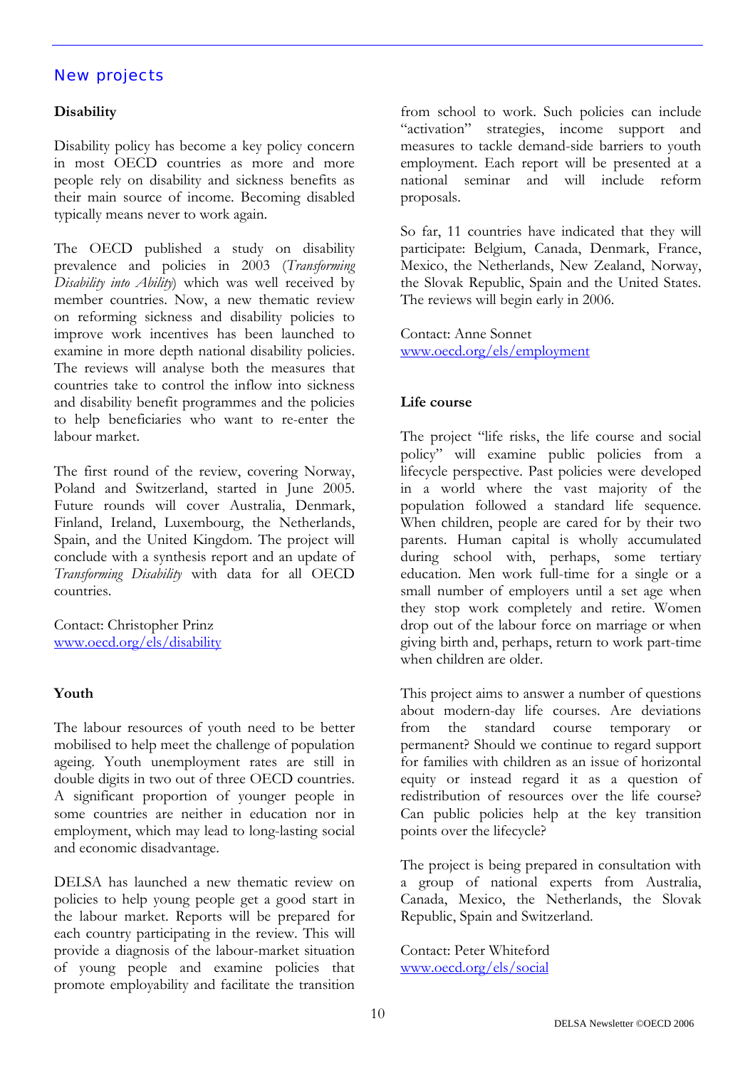## New projects

### Disability

Disability policy has become a key policy concern in most OECD countries as more and more people rely on disability and sickness benefits as their main source of income. Becoming disabled typically means never to work again.

The OECD published a study on disability prevalence and policies in 2003 (*Transforming Disability into Ability*) which was well received by member countries. Now, a new thematic review on reforming sickness and disability policies to improve work incentives has been launched to examine in more depth national disability policies. The reviews will analyse both the measures that countries take to control the inflow into sickness and disability benefit programmes and the policies to help beneficiaries who want to re-enter the labour market.

The first round of the review, covering Norway, Poland and Switzerland, started in June 2005. Future rounds will cover Australia, Denmark, Finland, Ireland, Luxembourg, the Netherlands, Spain, and the United Kingdom. The project will conclude with a synthesis report and an update of *Transforming Disability* with data for all OECD countries.

Contact: Christopher Prinz
[www.oecd.org/els/disability](www.oecd.org/els/disability)

### Youth

The labour resources of youth need to be better mobilised to help meet the challenge of population ageing. Youth unemployment rates are still in double digits in two out of three OECD countries. A significant proportion of younger people in some countries are neither in education nor in employment, which may lead to long-lasting social and economic disadvantage.

DELSA has launched a new thematic review on policies to help young people get a good start in the labour market. Reports will be prepared for each country participating in the review. This will provide a diagnosis of the labour-market situation of young people and examine policies that promote employability and facilitate the transition from school to work. Such policies can include "activation" strategies, income support and measures to tackle demand-side barriers to youth employment. Each report will be presented at a national seminar and will include reform proposals.

So far, 11 countries have indicated that they will participate: Belgium, Canada, Denmark, France, Mexico, the Netherlands, New Zealand, Norway, the Slovak Republic, Spain and the United States. The reviews will begin early in 2006.

Contact: Anne Sonnet
[www.oecd.org/els/employment](www.oecd.org/els/employment)

### Life course

The project "life risks, the life course and social policy" will examine public policies from a lifecycle perspective. Past policies were developed in a world where the vast majority of the population followed a standard life sequence. When children, people are cared for by their two parents. Human capital is wholly accumulated during school with, perhaps, some tertiary education. Men work full-time for a single or a small number of employers until a set age when they stop work completely and retire. Women drop out of the labour force on marriage or when giving birth and, perhaps, return to work part-time when children are older.

This project aims to answer a number of questions about modern-day life courses. Are deviations from the standard course temporary or permanent? Should we continue to regard support for families with children as an issue of horizontal equity or instead regard it as a question of redistribution of resources over the life course? Can public policies help at the key transition points over the lifecycle?

The project is being prepared in consultation with a group of national experts from Australia, Canada, Mexico, the Netherlands, the Slovak Republic, Spain and Switzerland.

Contact: Peter Whiteford
[www.oecd.org/els/social](www.oecd.org/els/social)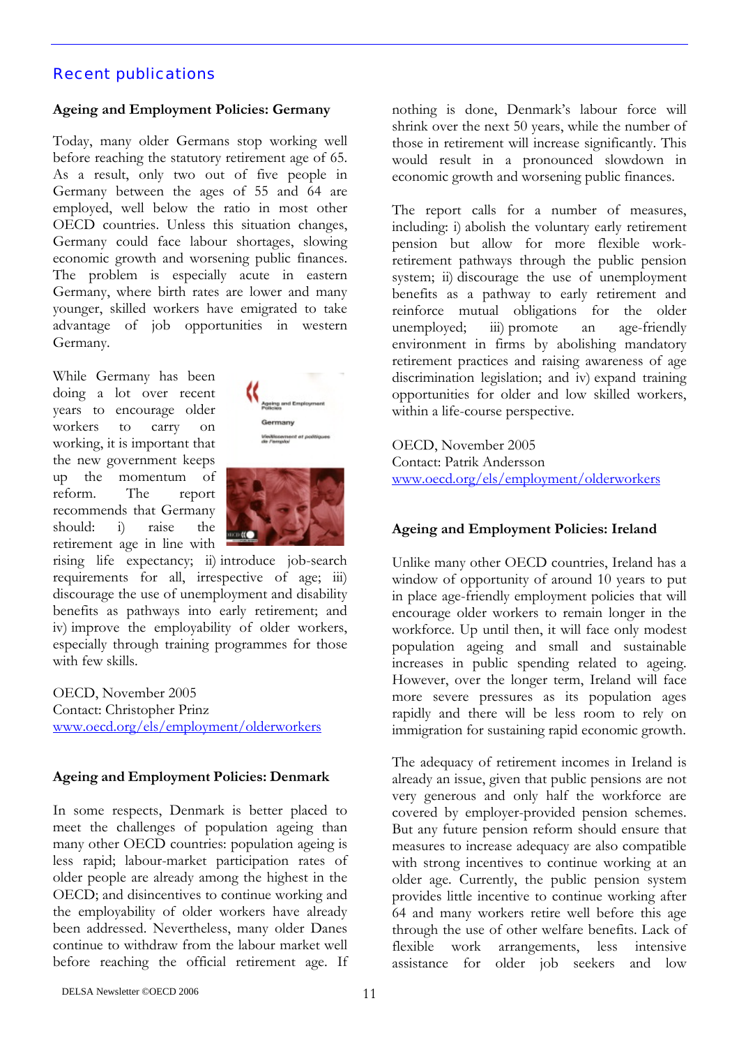## Recent publications

### Ageing and Employment Policies: Germany

Today, many older Germans stop working well before reaching the statutory retirement age of 65. As a result, only two out of five people in Germany between the ages of 55 and 64 are employed, well below the ratio in most other OECD countries. Unless this situation changes, Germany could face labour shortages, slowing economic growth and worsening public finances. The problem is especially acute in eastern Germany, where birth rates are lower and many younger, skilled workers have emigrated to take advantage of job opportunities in western Germany.

While Germany has been doing a lot over recent years to encourage older workers to carry on working, it is important that the new government keeps up the momentum of reform. The report recommends that Germany should: i) raise the retirement age in line with rising life expectancy; ii) introduce job-search requirements for all, irrespective of age; iii) discourage the use of unemployment and disability benefits as pathways into early retirement; and iv) improve the employability of older workers, especially through training programmes for those with few skills.

OECD, November 2005
Contact: Christopher Prinz
www.oecd.org/els/employment/olderworkers

### Ageing and Employment Policies: Denmark

In some respects, Denmark is better placed to meet the challenges of population ageing than many other OECD countries: population ageing is less rapid; labour-market participation rates of older people are already among the highest in the OECD; and disincentives to continue working and the employability of older workers have already been addressed. Nevertheless, many older Danes continue to withdraw from the labour market well before reaching the official retirement age. If nothing is done, Denmark's labour force will shrink over the next 50 years, while the number of those in retirement will increase significantly. This would result in a pronounced slowdown in economic growth and worsening public finances.

The report calls for a number of measures, including: i) abolish the voluntary early retirement pension but allow for more flexible work-retirement pathways through the public pension system; ii) discourage the use of unemployment benefits as a pathway to early retirement and reinforce mutual obligations for the older unemployed; iii) promote an age-friendly environment in firms by abolishing mandatory retirement practices and raising awareness of age discrimination legislation; and iv) expand training opportunities for older and low skilled workers, within a life-course perspective.

OECD, November 2005
Contact: Patrik Andersson
www.oecd.org/els/employment/olderworkers

### Ageing and Employment Policies: Ireland

Unlike many other OECD countries, Ireland has a window of opportunity of around 10 years to put in place age-friendly employment policies that will encourage older workers to remain longer in the workforce. Up until then, it will face only modest population ageing and small and sustainable increases in public spending related to ageing. However, over the longer term, Ireland will face more severe pressures as its population ages rapidly and there will be less room to rely on immigration for sustaining rapid economic growth.

The adequacy of retirement incomes in Ireland is already an issue, given that public pensions are not very generous and only half the workforce are covered by employer-provided pension schemes. But any future pension reform should ensure that measures to increase adequacy are also compatible with strong incentives to continue working at an older age. Currently, the public pension system provides little incentive to continue working after 64 and many workers retire well before this age through the use of other welfare benefits. Lack of flexible work arrangements, less intensive assistance for older job seekers and low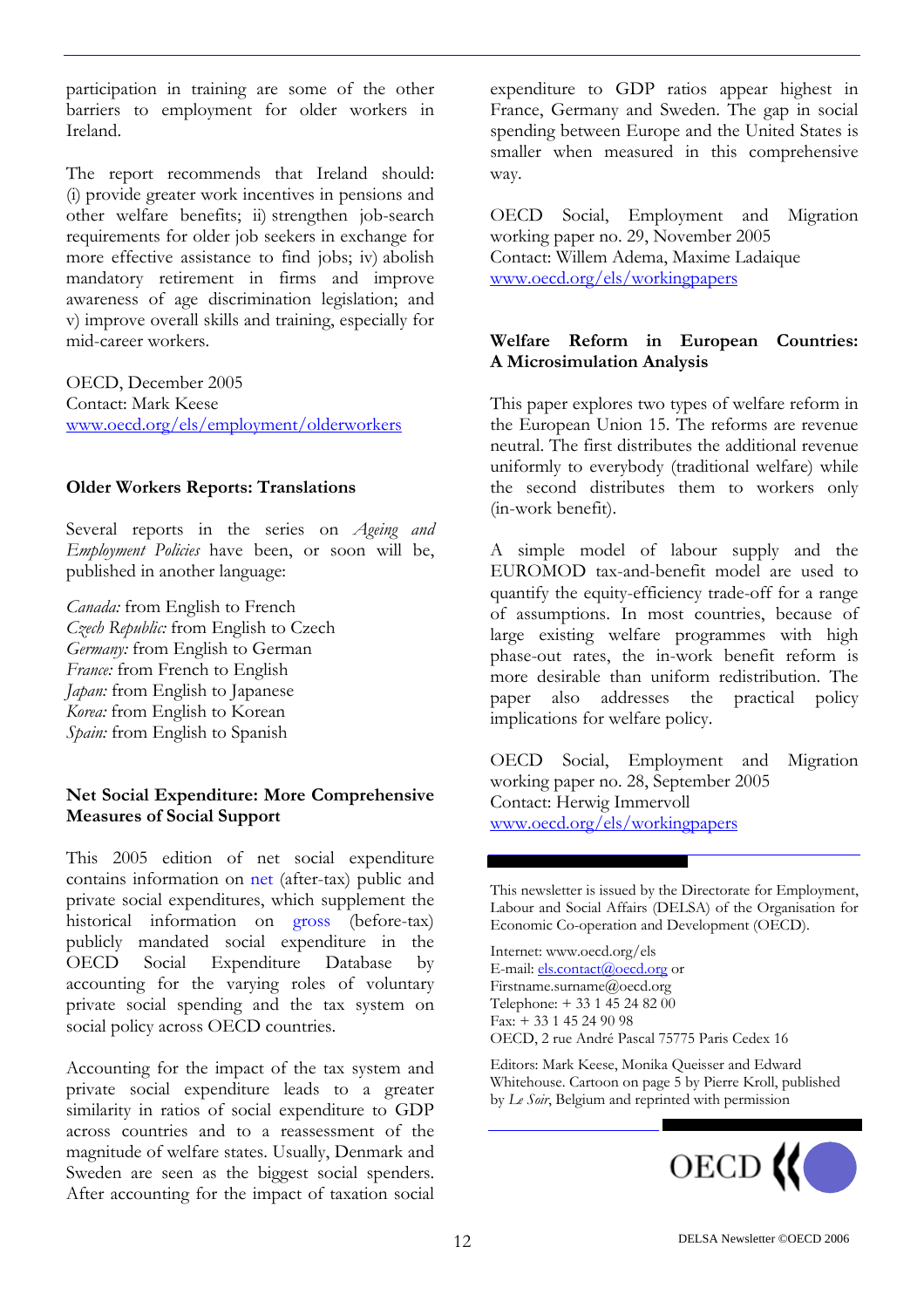participation in training are some of the other barriers to employment for older workers in Ireland.

The report recommends that Ireland should: (i) provide greater work incentives in pensions and other welfare benefits; ii) strengthen job-search requirements for older job seekers in exchange for more effective assistance to find jobs; iv) abolish mandatory retirement in firms and improve awareness of age discrimination legislation; and v) improve overall skills and training, especially for mid-career workers.

OECD, December 2005
Contact: Mark Keese
www.oecd.org/els/employment/olderworkers

**Older Workers Reports: Translations**

Several reports in the series on *Ageing and Employment Policies* have been, or soon will be, published in another language:

*Canada:* from English to French
*Czech Republic:* from English to Czech
*Germany:* from English to German
*France:* from French to English
*Japan:* from English to Japanese
*Korea:* from English to Korean
*Spain:* from English to Spanish

**Net Social Expenditure: More Comprehensive Measures of Social Support**

This 2005 edition of net social expenditure contains information on net (after-tax) public and private social expenditures, which supplement the historical information on gross (before-tax) publicly mandated social expenditure in the OECD Social Expenditure Database by accounting for the varying roles of voluntary private social spending and the tax system on social policy across OECD countries.

Accounting for the impact of the tax system and private social expenditure leads to a greater similarity in ratios of social expenditure to GDP across countries and to a reassessment of the magnitude of welfare states. Usually, Denmark and Sweden are seen as the biggest social spenders. After accounting for the impact of taxation social expenditure to GDP ratios appear highest in France, Germany and Sweden. The gap in social spending between Europe and the United States is smaller when measured in this comprehensive way.

OECD Social, Employment and Migration working paper no. 29, November 2005
Contact: Willem Adema, Maxime Ladaique
www.oecd.org/els/workingpapers

**Welfare Reform in European Countries: A Microsimulation Analysis**

This paper explores two types of welfare reform in the European Union 15. The reforms are revenue neutral. The first distributes the additional revenue uniformly to everybody (traditional welfare) while the second distributes them to workers only (in-work benefit).

A simple model of labour supply and the EUROMOD tax-and-benefit model are used to quantify the equity-efficiency trade-off for a range of assumptions. In most countries, because of large existing welfare programmes with high phase-out rates, the in-work benefit reform is more desirable than uniform redistribution. The paper also addresses the practical policy implications for welfare policy.

OECD Social, Employment and Migration working paper no. 28, September 2005
Contact: Herwig Immervoll
www.oecd.org/els/workingpapers

This newsletter is issued by the Directorate for Employment, Labour and Social Affairs (DELSA) of the Organisation for Economic Co-operation and Development (OECD).

Internet: www.oecd.org/els
E-mail: els.contact@oecd.org or Firstname.surname@oecd.org
Telephone: + 33 1 45 24 82 00
Fax: + 33 1 45 24 90 98
OECD, 2 rue André Pascal 75775 Paris Cedex 16

Editors: Mark Keese, Monika Queisser and Edward Whitehouse. Cartoon on page 5 by Pierre Kroll, published by *Le Soir*, Belgium and reprinted with permission

OECD